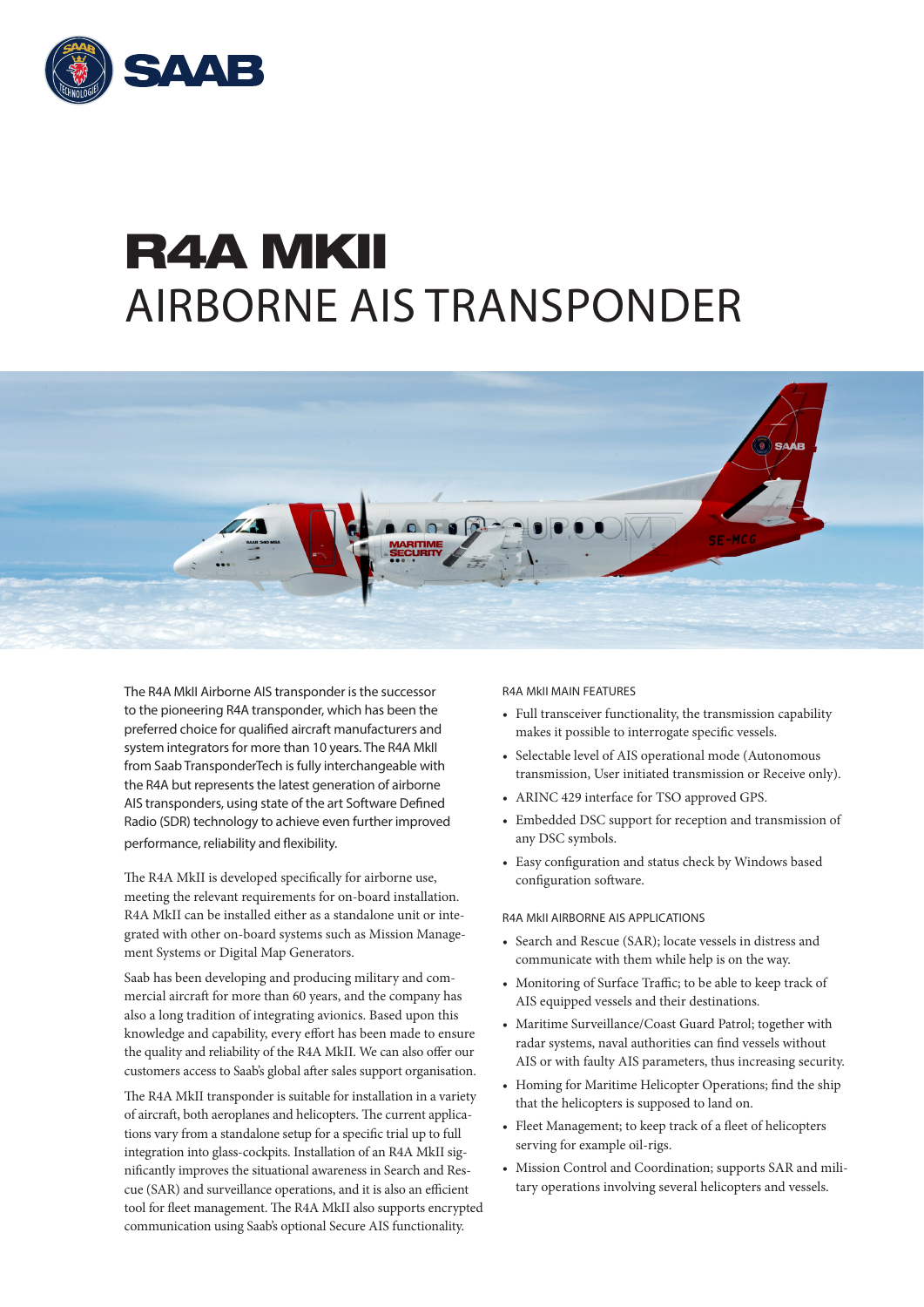# R4A MKII

## AIRBORNE AIS TRANSPONDER

The R4A MkII Airborne AIS transponder is the successor to the pioneering R4A transponder, which has been the preferred choice for qualified aircraft manufacturers and system integrators for more than 10 years. The R4A MkII from Saab TransponderTech is fully interchangeable with the R4A but represents the latest generation of airborne AIS transponders, using state of the art Software Defined Radio (SDR) technology to achieve even further improved performance, reliability and flexibility.

The R4A MkII is developed specifically for airborne use, meeting the relevant requirements for on-board installation. R4A MkII can be installed either as a standalone unit or integrated with other on-board systems such as Mission Management Systems or Digital Map Generators.

Saab has been developing and producing military and commercial aircraft for more than 60 years, and the company has also a long tradition of integrating avionics. Based upon this knowledge and capability, every effort has been made to ensure the quality and reliability of the R4A MkII. We can also offer our customers access to Saab's global after sales support organisation.

The R4A MkII transponder is suitable for installation in a variety of aircraft, both aeroplanes and helicopters. The current applications vary from a standalone setup for a specific trial up to full integration into glass-cockpits. Installation of an R4A MkII significantly improves the situational awareness in Search and Rescue (SAR) and surveillance operations, and it is also an efficient tool for fleet management. The R4A MkII also supports encrypted communication using Saab's optional Secure AIS functionality.

### R4A MkII MAIN FEATURES

- Full transceiver functionality, the transmission capability makes it possible to interrogate specific vessels.
- Selectable level of AIS operational mode (Autonomous transmission, User initiated transmission or Receive only).
- ARINC 429 interface for TSO approved GPS.
- Embedded DSC support for reception and transmission of any DSC symbols.
- Easy configuration and status check by Windows based configuration software.

### R4A MkII AIRBORNE AIS APPLICATIONS

- Search and Rescue (SAR); locate vessels in distress and communicate with them while help is on the way.
- Monitoring of Surface Traffic; to be able to keep track of AIS equipped vessels and their destinations.
- Maritime Surveillance/Coast Guard Patrol; together with radar systems, naval authorities can find vessels without AIS or with faulty AIS parameters, thus increasing security.
- Homing for Maritime Helicopter Operations; find the ship that the helicopters is supposed to land on.
- Fleet Management; to keep track of a fleet of helicopters serving for example oil-rigs.
- Mission Control and Coordination; supports SAR and military operations involving several helicopters and vessels.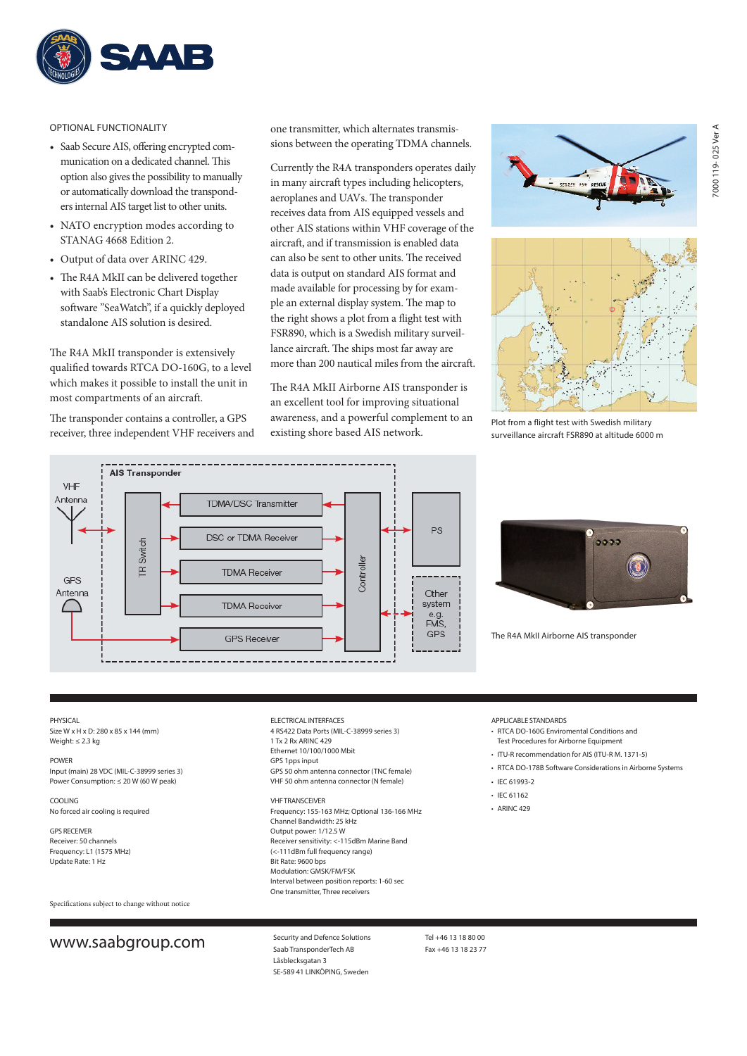OPTIONAL FUNCTIONALITY

- Saab Secure AIS, offering encrypted communication on a dedicated channel. This option also gives the possibility to manually or automatically download the transponders internal AIS target list to other units.
- NATO encryption modes according to STANAG 4668 Edition 2.
- Output of data over ARINC 429.
- The R4A MkII can be delivered together with Saab's Electronic Chart Display software "SeaWatch", if a quickly deployed standalone AIS solution is desired.

The R4A MkII transponder is extensively qualified towards RTCA DO-160G, to a level which makes it possible to install the unit in most compartments of an aircraft.

The transponder contains a controller, a GPS receiver, three independent VHF receivers and one transmitter, which alternates transmissions between the operating TDMA channels.

Currently the R4A transponders operates daily in many aircraft types including helicopters, aeroplanes and UAVs. The transponder receives data from AIS equipped vessels and other AIS stations within VHF coverage of the aircraft, and if transmission is enabled data can also be sent to other units. The received data is output on standard AIS format and made available for processing by for example an external display system. The map to the right shows a plot from a flight test with FSR890, which is a Swedish military surveillance aircraft. The ships most far away are more than 200 nautical miles from the aircraft.

The R4A MkII Airborne AIS transponder is an excellent tool for improving situational awareness, and a powerful complement to an existing shore based AIS network.

Plot from a flight test with Swedish military surveillance aircraft FSR890 at altitude 6000 m

AIS Transponder

VHF Antenna

GPS Antenna

TR Switch

TDMA/DSC Transmitter

DSC or TDMA Receiver

TDMA Receiver

TDMA Receiver

GPS Receiver

Controller

PS

Other system e.g. FMS, GPS

The R4A MkII Airborne AIS transponder

PHYSICAL
Size W x H x D: 280 x 85 x 144 (mm)
Weight: ≤ 2.3 kg

POWER
Input (main) 28 VDC (MIL-C-38999 series 3)
Power Consumption: ≤ 20 W (60 W peak)

COOLING
No forced air cooling is required

GPS RECEIVER
Receiver: 50 channels
Frequency: L1 (1575 MHz)
Update Rate: 1 Hz

ELECTRICAL INTERFACES
4 RS422 Data Ports (MIL-C-38999 series 3)
1 Tx 2 Rx ARINC 429
Ethernet 10/100/1000 Mbit
GPS 1pps input
GPS 50 ohm antenna connector (TNC female)
VHF 50 ohm antenna connector (N female)

VHF TRANSCEIVER
Frequency: 155-163 MHz; Optional 136-166 MHz
Channel Bandwidth: 25 kHz
Output power: 1/12.5 W
Receiver sensitivity: <-115dBm Marine Band
(<-111dBm full frequency range)
Bit Rate: 9600 bps
Modulation: GMSK/FM/FSK
Interval between position reports: 1-60 sec
One transmitter, Three receivers

APPLICABLE STANDARDS
- RTCA DO-160G Enviromental Conditions and Test Procedures for Airborne Equipment
- ITU-R recommendation for AIS (ITU-R M. 1371-5)
- RTCA DO-178B Software Considerations in Airborne Systems
- IEC 61993-2
- IEC 61162
- ARINC 429

Specifications subject to change without notice

www.saabgroup.com

Security and Defence Solutions
Saab TransponderTech AB
Låsblecksgatan 3
SE-589 41 LINKÖPING, Sweden

Tel +46 13 18 80 00
Fax +46 13 18 23 77